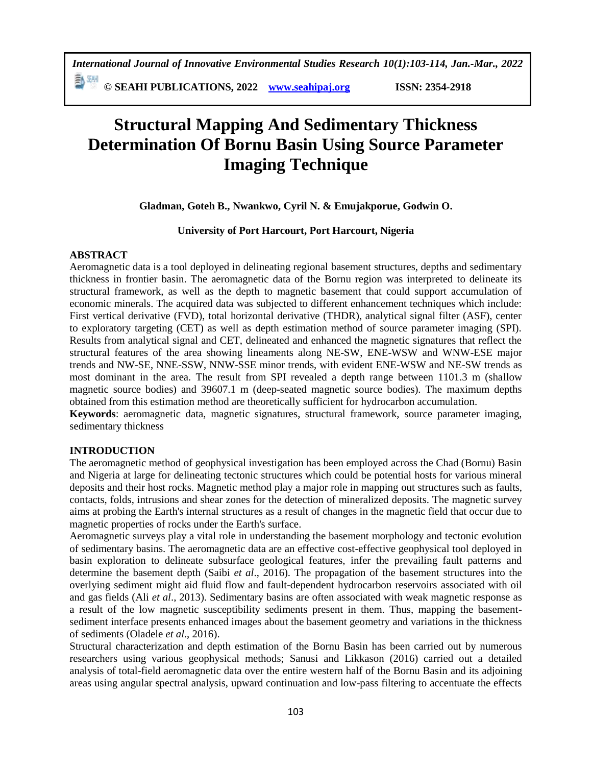# Structural Mapping And Sedimentary Thickness Determination Of Bornu Basin Using Source Parameter Imaging Technique

**Gladman, Goteh B., Nwankwo, Cyril N. & Emujakporue, Godwin O.**

**University of Port Harcourt, Port Harcourt, Nigeria**

## ABSTRACT

Aeromagnetic data is a tool deployed in delineating regional basement structures, depths and sedimentary thickness in frontier basin. The aeromagnetic data of the Bornu region was interpreted to delineate its structural framework, as well as the depth to magnetic basement that could support accumulation of economic minerals. The acquired data was subjected to different enhancement techniques which include: First vertical derivative (FVD), total horizontal derivative (THDR), analytical signal filter (ASF), center to exploratory targeting (CET) as well as depth estimation method of source parameter imaging (SPI). Results from analytical signal and CET, delineated and enhanced the magnetic signatures that reflect the structural features of the area showing lineaments along NE-SW, ENE-WSW and WNW-ESE major trends and NW-SE, NNE-SSW, NNW-SSE minor trends, with evident ENE-WSW and NE-SW trends as most dominant in the area. The result from SPI revealed a depth range between 1101.3 m (shallow magnetic source bodies) and 39607.1 m (deep-seated magnetic source bodies). The maximum depths obtained from this estimation method are theoretically sufficient for hydrocarbon accumulation.

**Keywords**: aeromagnetic data, magnetic signatures, structural framework, source parameter imaging, sedimentary thickness

## INTRODUCTION

The aeromagnetic method of geophysical investigation has been employed across the Chad (Bornu) Basin and Nigeria at large for delineating tectonic structures which could be potential hosts for various mineral deposits and their host rocks. Magnetic method play a major role in mapping out structures such as faults, contacts, folds, intrusions and shear zones for the detection of mineralized deposits. The magnetic survey aims at probing the Earth's internal structures as a result of changes in the magnetic field that occur due to magnetic properties of rocks under the Earth's surface.

Aeromagnetic surveys play a vital role in understanding the basement morphology and tectonic evolution of sedimentary basins. The aeromagnetic data are an effective cost-effective geophysical tool deployed in basin exploration to delineate subsurface geological features, infer the prevailing fault patterns and determine the basement depth (Saibi *et al*., 2016). The propagation of the basement structures into the overlying sediment might aid fluid flow and fault-dependent hydrocarbon reservoirs associated with oil and gas fields (Ali *et al*., 2013). Sedimentary basins are often associated with weak magnetic response as a result of the low magnetic susceptibility sediments present in them. Thus, mapping the basement-sediment interface presents enhanced images about the basement geometry and variations in the thickness of sediments (Oladele *et al*., 2016).

Structural characterization and depth estimation of the Bornu Basin has been carried out by numerous researchers using various geophysical methods; Sanusi and Likkason (2016) carried out a detailed analysis of total-field aeromagnetic data over the entire western half of the Bornu Basin and its adjoining areas using angular spectral analysis, upward continuation and low-pass filtering to accentuate the effects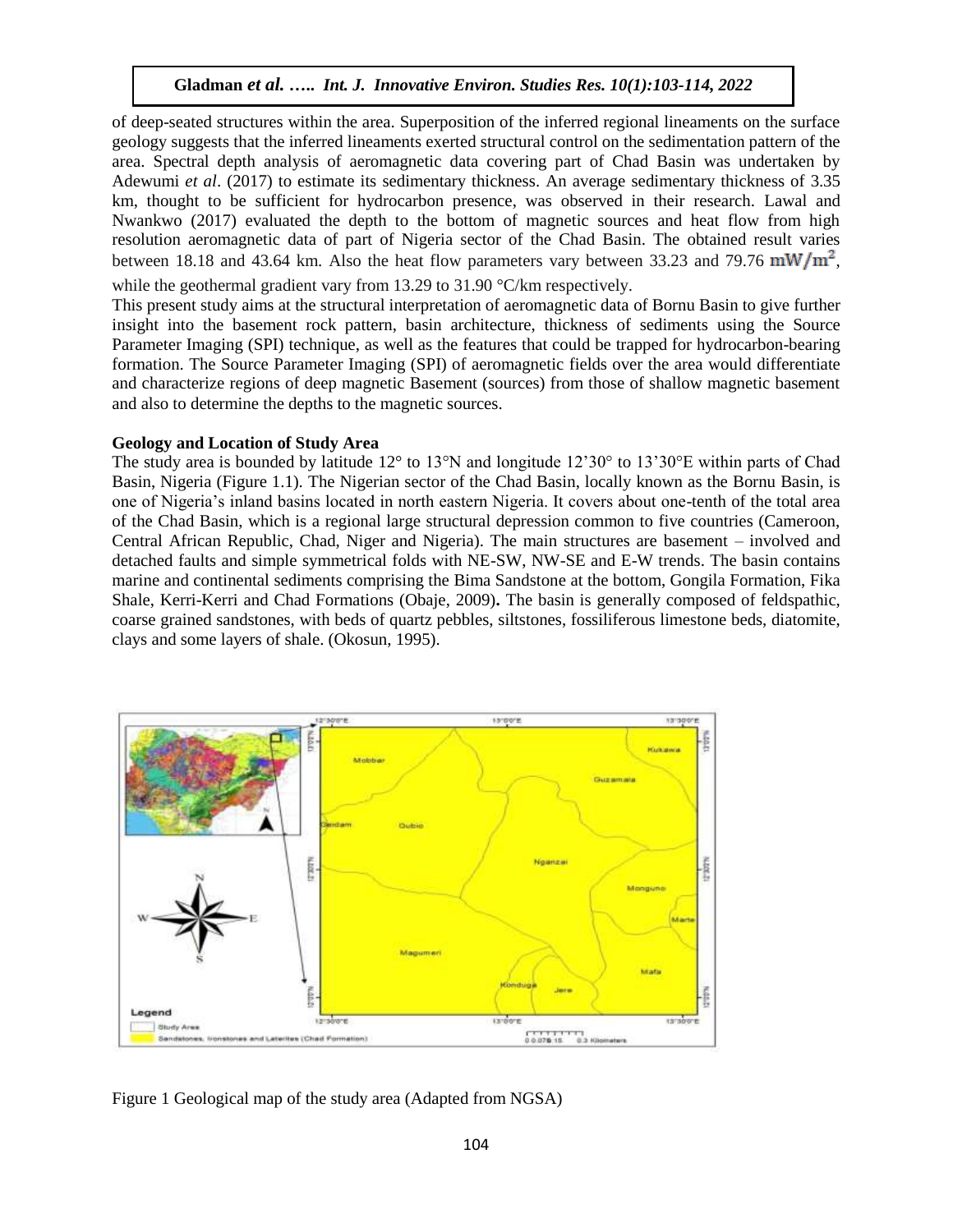of deep-seated structures within the area. Superposition of the inferred regional lineaments on the surface geology suggests that the inferred lineaments exerted structural control on the sedimentation pattern of the area. Spectral depth analysis of aeromagnetic data covering part of Chad Basin was undertaken by Adewumi *et al*. (2017) to estimate its sedimentary thickness. An average sedimentary thickness of 3.35 km, thought to be sufficient for hydrocarbon presence, was observed in their research. Lawal and Nwankwo (2017) evaluated the depth to the bottom of magnetic sources and heat flow from high resolution aeromagnetic data of part of Nigeria sector of the Chad Basin. The obtained result varies between 18.18 and 43.64 km. Also the heat flow parameters vary between 33.23 and 79.76 $mW/m^2$, while the geothermal gradient vary from 13.29 to 31.90 °C/km respectively.

This present study aims at the structural interpretation of aeromagnetic data of Bornu Basin to give further insight into the basement rock pattern, basin architecture, thickness of sediments using the Source Parameter Imaging (SPI) technique, as well as the features that could be trapped for hydrocarbon-bearing formation. The Source Parameter Imaging (SPI) of aeromagnetic fields over the area would differentiate and characterize regions of deep magnetic Basement (sources) from those of shallow magnetic basement and also to determine the depths to the magnetic sources.

### Geology and Location of Study Area

The study area is bounded by latitude 12° to 13°N and longitude 12'30° to 13'30°E within parts of Chad Basin, Nigeria (Figure 1.1). The Nigerian sector of the Chad Basin, locally known as the Bornu Basin, is one of Nigeria's inland basins located in north eastern Nigeria. It covers about one-tenth of the total area of the Chad Basin, which is a regional large structural depression common to five countries (Cameroon, Central African Republic, Chad, Niger and Nigeria). The main structures are basement – involved and detached faults and simple symmetrical folds with NE-SW, NW-SE and E-W trends. The basin contains marine and continental sediments comprising the Bima Sandstone at the bottom, Gongila Formation, Fika Shale, Kerri-Kerri and Chad Formations (Obaje, 2009). The basin is generally composed of feldspathic, coarse grained sandstones, with beds of quartz pebbles, siltstones, fossiliferous limestone beds, diatomite, clays and some layers of shale. (Okosun, 1995).

Figure 1 Geological map of the study area (Adapted from NGSA)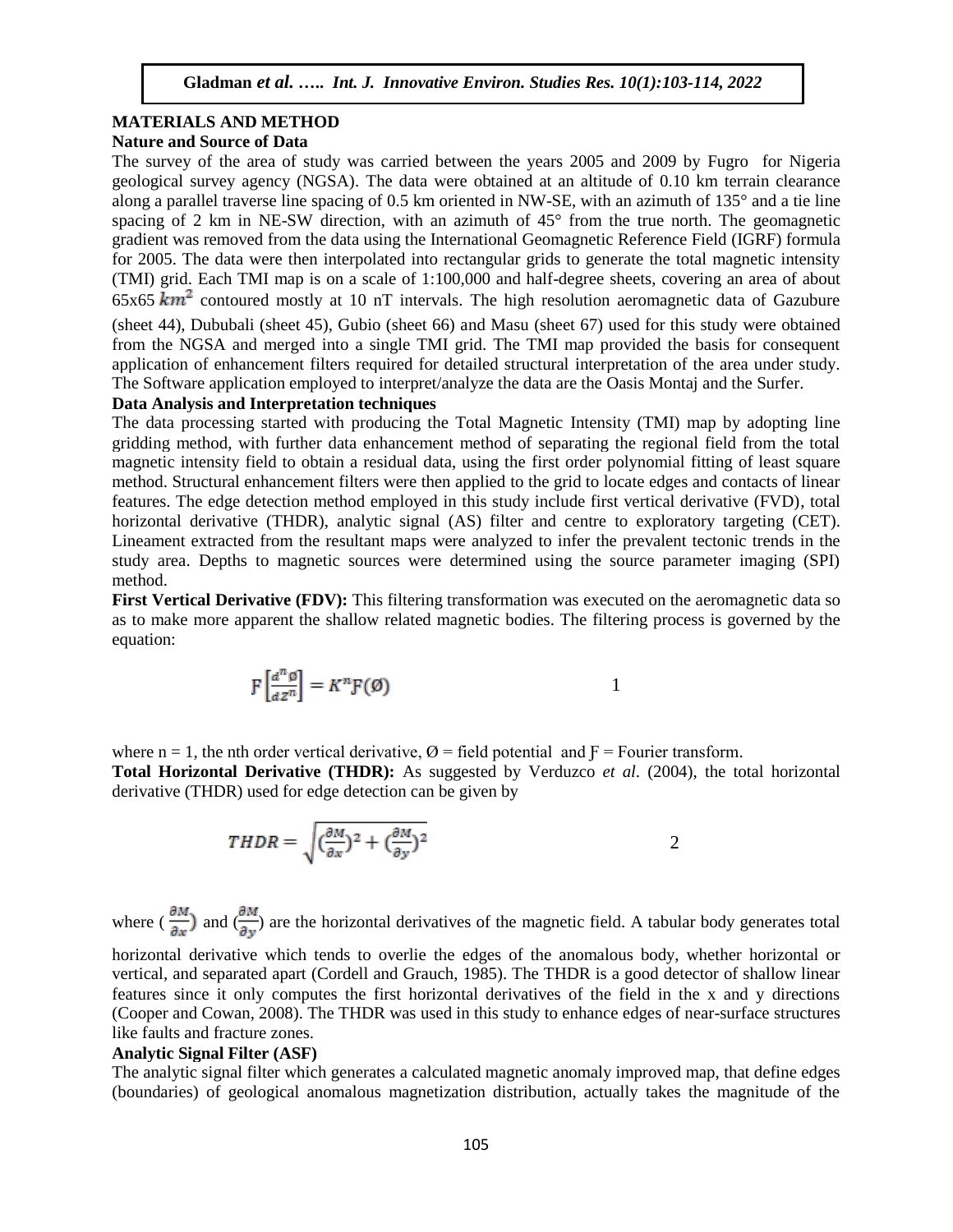## MATERIALS AND METHOD

### Nature and Source of Data

The survey of the area of study was carried between the years 2005 and 2009 by Fugro for Nigeria geological survey agency (NGSA). The data were obtained at an altitude of 0.10 km terrain clearance along a parallel traverse line spacing of 0.5 km oriented in NW-SE, with an azimuth of 135° and a tie line spacing of 2 km in NE-SW direction, with an azimuth of 45° from the true north. The geomagnetic gradient was removed from the data using the International Geomagnetic Reference Field (IGRF) formula for 2005. The data were then interpolated into rectangular grids to generate the total magnetic intensity (TMI) grid. Each TMI map is on a scale of 1:100,000 and half-degree sheets, covering an area of about 65x65 $km^2$ contoured mostly at 10 nT intervals. The high resolution aeromagnetic data of Gazubure (sheet 44), Dububali (sheet 45), Gubio (sheet 66) and Masu (sheet 67) used for this study were obtained from the NGSA and merged into a single TMI grid. The TMI map provided the basis for consequent application of enhancement filters required for detailed structural interpretation of the area under study. The Software application employed to interpret/analyze the data are the Oasis Montaj and the Surfer.

### Data Analysis and Interpretation techniques

The data processing started with producing the Total Magnetic Intensity (TMI) map by adopting line gridding method, with further data enhancement method of separating the regional field from the total magnetic intensity field to obtain a residual data, using the first order polynomial fitting of least square method. Structural enhancement filters were then applied to the grid to locate edges and contacts of linear features. The edge detection method employed in this study include first vertical derivative (FVD), total horizontal derivative (THDR), analytic signal (AS) filter and centre to exploratory targeting (CET). Lineament extracted from the resultant maps were analyzed to infer the prevalent tectonic trends in the study area. Depths to magnetic sources were determined using the source parameter imaging (SPI) method.

**First Vertical Derivative (FDV):** This filtering transformation was executed on the aeromagnetic data so as to make more apparent the shallow related magnetic bodies. The filtering process is governed by the equation:

$$F\left[\frac{d^n \emptyset}{dz^n}\right] = K^n F(\emptyset) \qquad 1$$

where n = 1, the nth order vertical derivative, $\emptyset$ = field potential and $F$ = Fourier transform.

**Total Horizontal Derivative (THDR):** As suggested by Verduzco *et al*. (2004), the total horizontal derivative (THDR) used for edge detection can be given by

$$THDR = \sqrt{\left(\frac{\partial M}{\partial x}\right)^2 + \left(\frac{\partial M}{\partial y}\right)^2} \qquad 2$$

where $\left(\frac{\partial M}{\partial x}\right)$ and $\left(\frac{\partial M}{\partial y}\right)$ are the horizontal derivatives of the magnetic field. A tabular body generates total horizontal derivative which tends to overlie the edges of the anomalous body, whether horizontal or vertical, and separated apart (Cordell and Grauch, 1985). The THDR is a good detector of shallow linear features since it only computes the first horizontal derivatives of the field in the x and y directions (Cooper and Cowan, 2008). The THDR was used in this study to enhance edges of near-surface structures like faults and fracture zones.

### Analytic Signal Filter (ASF)

The analytic signal filter which generates a calculated magnetic anomaly improved map, that define edges (boundaries) of geological anomalous magnetization distribution, actually takes the magnitude of the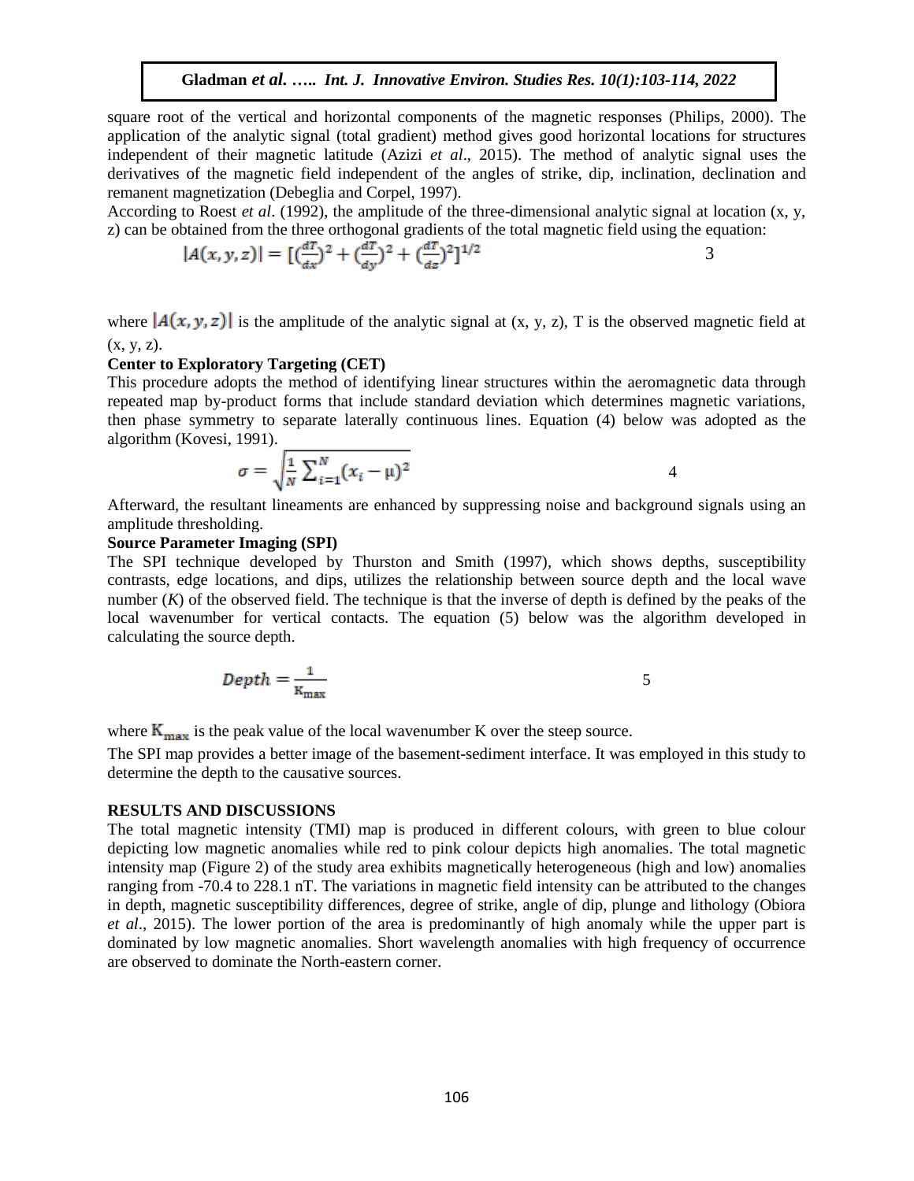square root of the vertical and horizontal components of the magnetic responses (Philips, 2000). The application of the analytic signal (total gradient) method gives good horizontal locations for structures independent of their magnetic latitude (Azizi *et al*., 2015). The method of analytic signal uses the derivatives of the magnetic field independent of the angles of strike, dip, inclination, declination and remanent magnetization (Debeglia and Corpel, 1997).

According to Roest *et al*. (1992), the amplitude of the three-dimensional analytic signal at location (x, y, z) can be obtained from the three orthogonal gradients of the total magnetic field using the equation:

$$|A(x,y,z)| = [(\frac{dT}{dx})^2 + (\frac{dT}{dy})^2 + (\frac{dT}{dz})^2]^{1/2} \quad 3$$

where $|A(x,y,z)|$ is the amplitude of the analytic signal at (x, y, z), T is the observed magnetic field at (x, y, z).

**Center to Exploratory Targeting (CET)**

This procedure adopts the method of identifying linear structures within the aeromagnetic data through repeated map by-product forms that include standard deviation which determines magnetic variations, then phase symmetry to separate laterally continuous lines. Equation (4) below was adopted as the algorithm (Kovesi, 1991).

$$\sigma = \sqrt{\frac{1}{N}\sum_{i=1}^{N}(x_i - \mu)^2} \quad 4$$

Afterward, the resultant lineaments are enhanced by suppressing noise and background signals using an amplitude thresholding.

**Source Parameter Imaging (SPI)**

The SPI technique developed by Thurston and Smith (1997), which shows depths, susceptibility contrasts, edge locations, and dips, utilizes the relationship between source depth and the local wave number (*K*) of the observed field. The technique is that the inverse of depth is defined by the peaks of the local wavenumber for vertical contacts. The equation (5) below was the algorithm developed in calculating the source depth.

$$Depth = \frac{1}{K_{max}} \quad 5$$

where $K_{max}$ is the peak value of the local wavenumber K over the steep source.

The SPI map provides a better image of the basement-sediment interface. It was employed in this study to determine the depth to the causative sources.

**RESULTS AND DISCUSSIONS**

The total magnetic intensity (TMI) map is produced in different colours, with green to blue colour depicting low magnetic anomalies while red to pink colour depicts high anomalies. The total magnetic intensity map (Figure 2) of the study area exhibits magnetically heterogeneous (high and low) anomalies ranging from -70.4 to 228.1 nT. The variations in magnetic field intensity can be attributed to the changes in depth, magnetic susceptibility differences, degree of strike, angle of dip, plunge and lithology (Obiora *et al*., 2015). The lower portion of the area is predominantly of high anomaly while the upper part is dominated by low magnetic anomalies. Short wavelength anomalies with high frequency of occurrence are observed to dominate the North-eastern corner.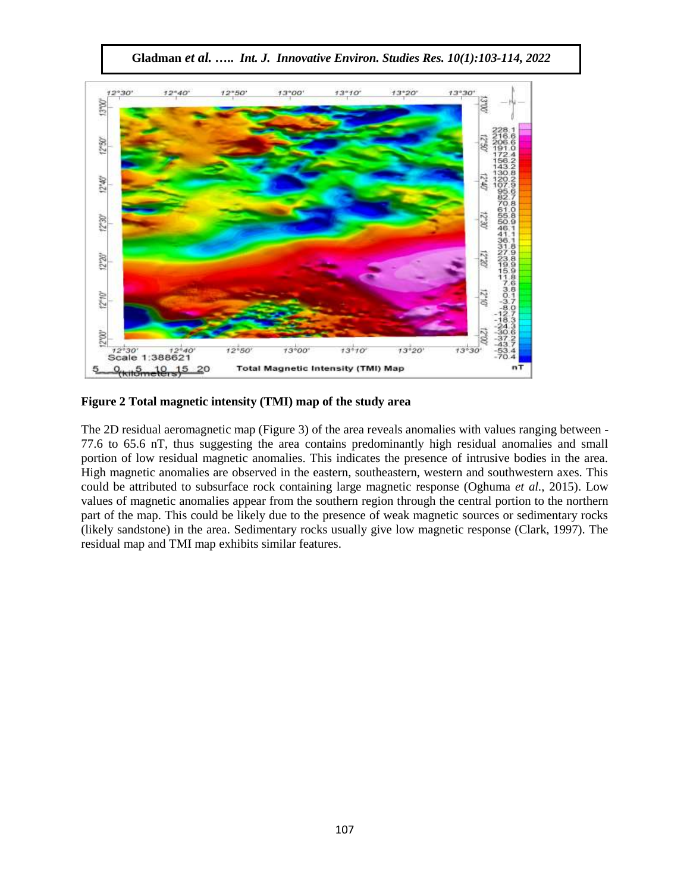**Figure 2 Total magnetic intensity (TMI) map of the study area**

The 2D residual aeromagnetic map (Figure 3) of the area reveals anomalies with values ranging between -77.6 to 65.6 nT, thus suggesting the area contains predominantly high residual anomalies and small portion of low residual magnetic anomalies. This indicates the presence of intrusive bodies in the area. High magnetic anomalies are observed in the eastern, southeastern, western and southwestern axes. This could be attributed to subsurface rock containing large magnetic response (Oghuma *et al.*, 2015). Low values of magnetic anomalies appear from the southern region through the central portion to the northern part of the map. This could be likely due to the presence of weak magnetic sources or sedimentary rocks (likely sandstone) in the area. Sedimentary rocks usually give low magnetic response (Clark, 1997). The residual map and TMI map exhibits similar features.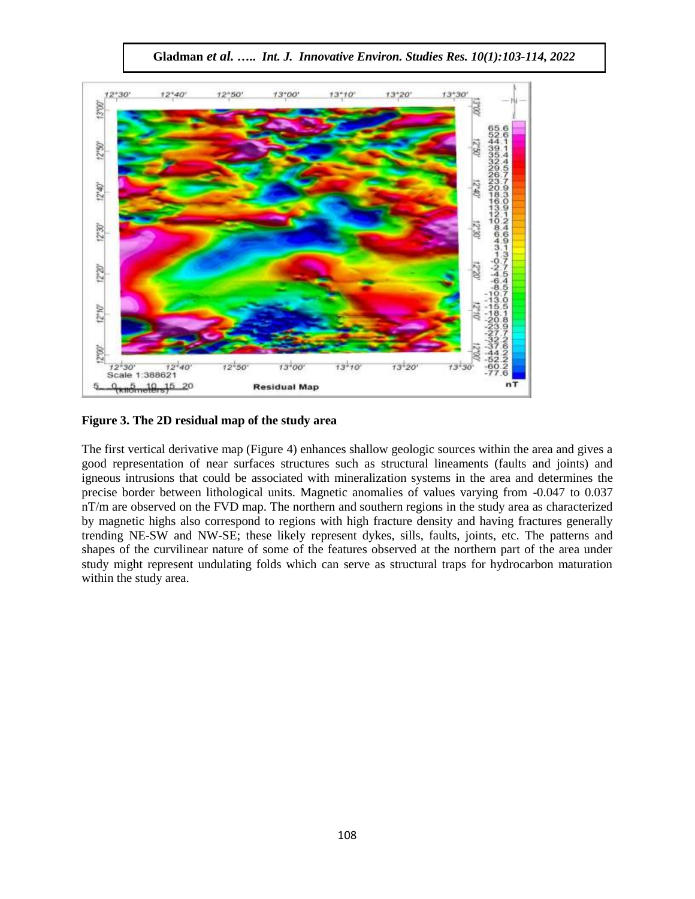**Figure 3. The 2D residual map of the study area**

The first vertical derivative map (Figure 4) enhances shallow geologic sources within the area and gives a good representation of near surfaces structures such as structural lineaments (faults and joints) and igneous intrusions that could be associated with mineralization systems in the area and determines the precise border between lithological units. Magnetic anomalies of values varying from -0.047 to 0.037 nT/m are observed on the FVD map. The northern and southern regions in the study area as characterized by magnetic highs also correspond to regions with high fracture density and having fractures generally trending NE-SW and NW-SE; these likely represent dykes, sills, faults, joints, etc. The patterns and shapes of the curvilinear nature of some of the features observed at the northern part of the area under study might represent undulating folds which can serve as structural traps for hydrocarbon maturation within the study area.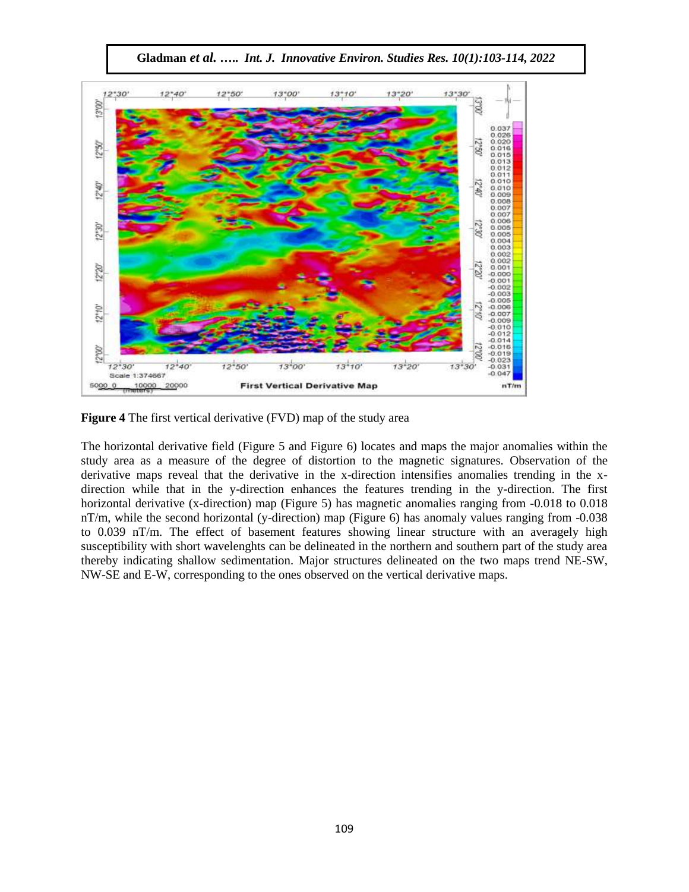**Figure 4** The first vertical derivative (FVD) map of the study area

The horizontal derivative field (Figure 5 and Figure 6) locates and maps the major anomalies within the study area as a measure of the degree of distortion to the magnetic signatures. Observation of the derivative maps reveal that the derivative in the x-direction intensifies anomalies trending in the x-direction while that in the y-direction enhances the features trending in the y-direction. The first horizontal derivative (x-direction) map (Figure 5) has magnetic anomalies ranging from -0.018 to 0.018 nT/m, while the second horizontal (y-direction) map (Figure 6) has anomaly values ranging from -0.038 to 0.039 nT/m. The effect of basement features showing linear structure with an averagely high susceptibility with short wavelenghts can be delineated in the northern and southern part of the study area thereby indicating shallow sedimentation. Major structures delineated on the two maps trend NE-SW, NW-SE and E-W, corresponding to the ones observed on the vertical derivative maps.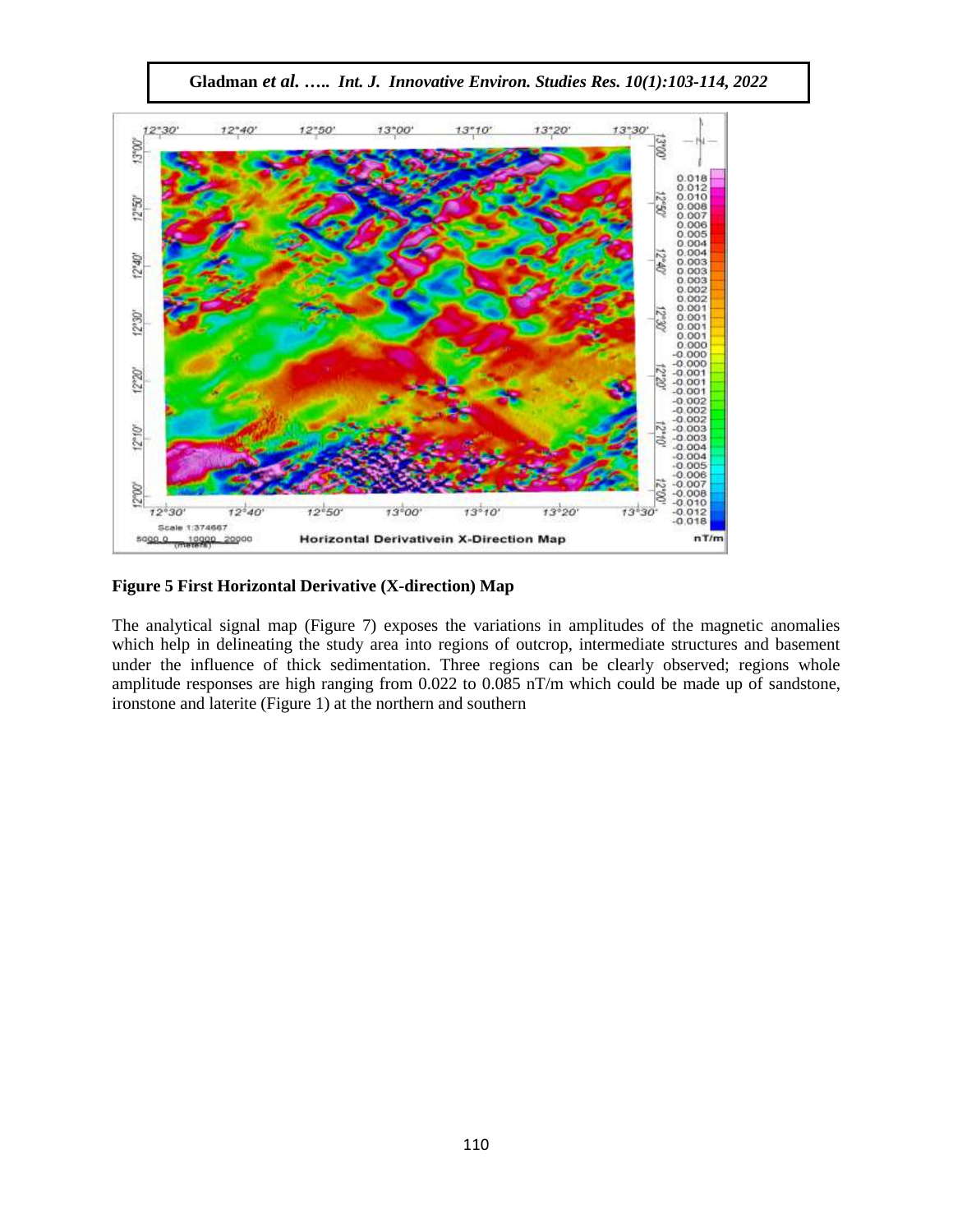**Figure 5 First Horizontal Derivative (X-direction) Map**

The analytical signal map (Figure 7) exposes the variations in amplitudes of the magnetic anomalies which help in delineating the study area into regions of outcrop, intermediate structures and basement under the influence of thick sedimentation. Three regions can be clearly observed; regions whole amplitude responses are high ranging from 0.022 to 0.085 nT/m which could be made up of sandstone, ironstone and laterite (Figure 1) at the northern and southern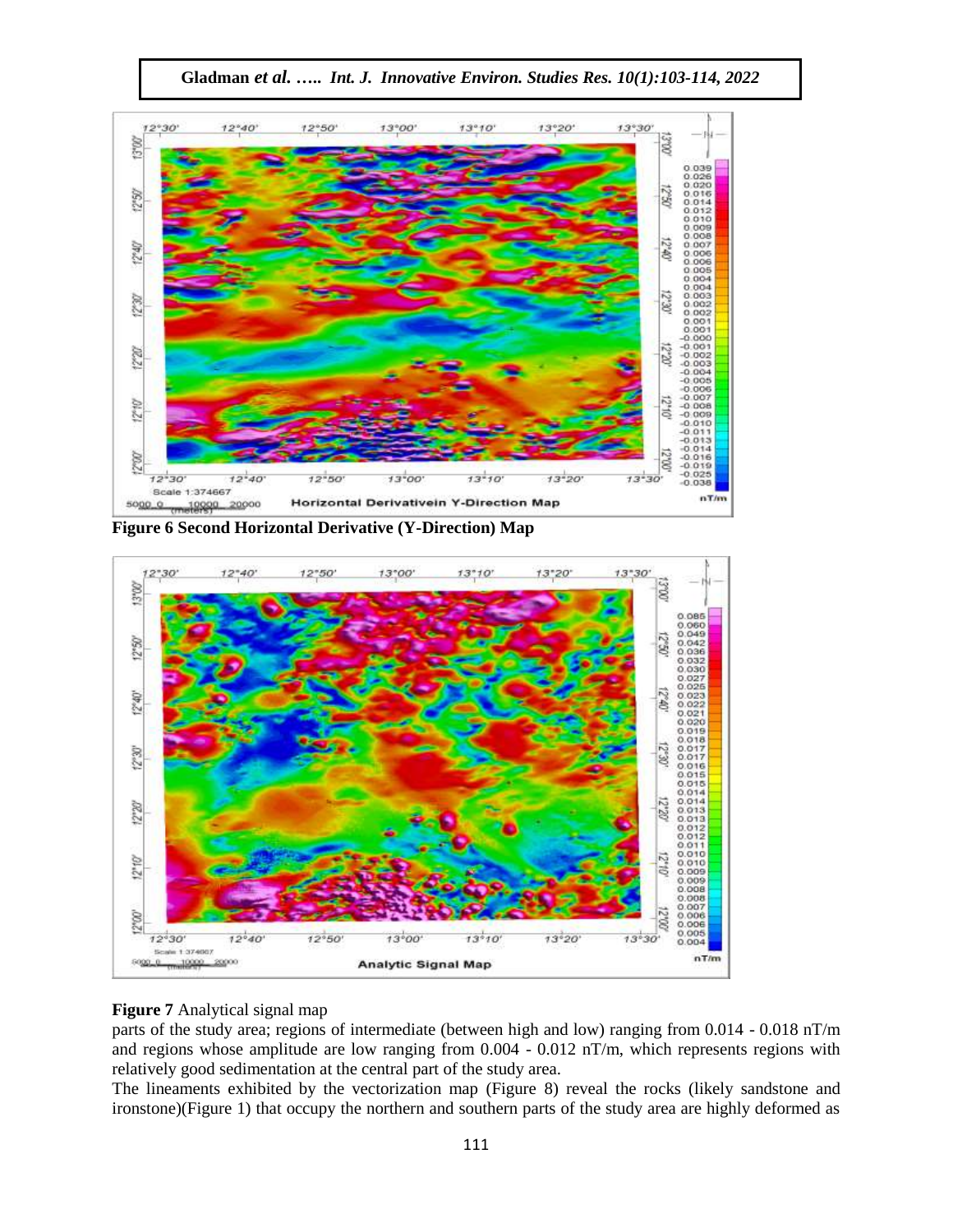**Figure 6 Second Horizontal Derivative (Y-Direction) Map**

**Figure 7** Analytical signal map

parts of the study area; regions of intermediate (between high and low) ranging from 0.014 - 0.018 nT/m and regions whose amplitude are low ranging from 0.004 - 0.012 nT/m, which represents regions with relatively good sedimentation at the central part of the study area.

The lineaments exhibited by the vectorization map (Figure 8) reveal the rocks (likely sandstone and ironstone)(Figure 1) that occupy the northern and southern parts of the study area are highly deformed as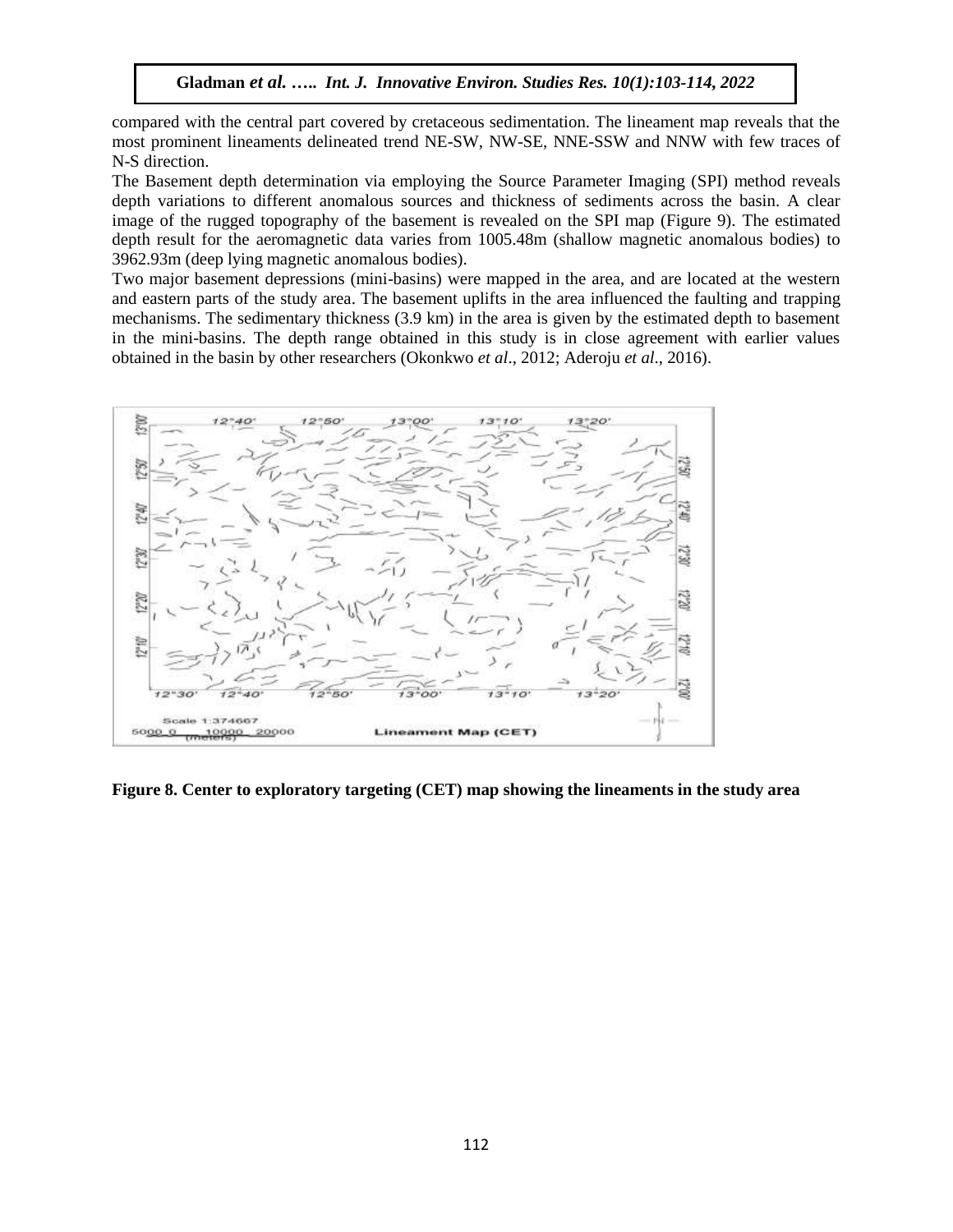compared with the central part covered by cretaceous sedimentation. The lineament map reveals that the most prominent lineaments delineated trend NE-SW, NW-SE, NNE-SSW and NNW with few traces of N-S direction.

The Basement depth determination via employing the Source Parameter Imaging (SPI) method reveals depth variations to different anomalous sources and thickness of sediments across the basin. A clear image of the rugged topography of the basement is revealed on the SPI map (Figure 9). The estimated depth result for the aeromagnetic data varies from 1005.48m (shallow magnetic anomalous bodies) to 3962.93m (deep lying magnetic anomalous bodies).

Two major basement depressions (mini-basins) were mapped in the area, and are located at the western and eastern parts of the study area. The basement uplifts in the area influenced the faulting and trapping mechanisms. The sedimentary thickness (3.9 km) in the area is given by the estimated depth to basement in the mini-basins. The depth range obtained in this study is in close agreement with earlier values obtained in the basin by other researchers (Okonkwo *et al*., 2012; Aderoju *et al*., 2016).

**Figure 8. Center to exploratory targeting (CET) map showing the lineaments in the study area**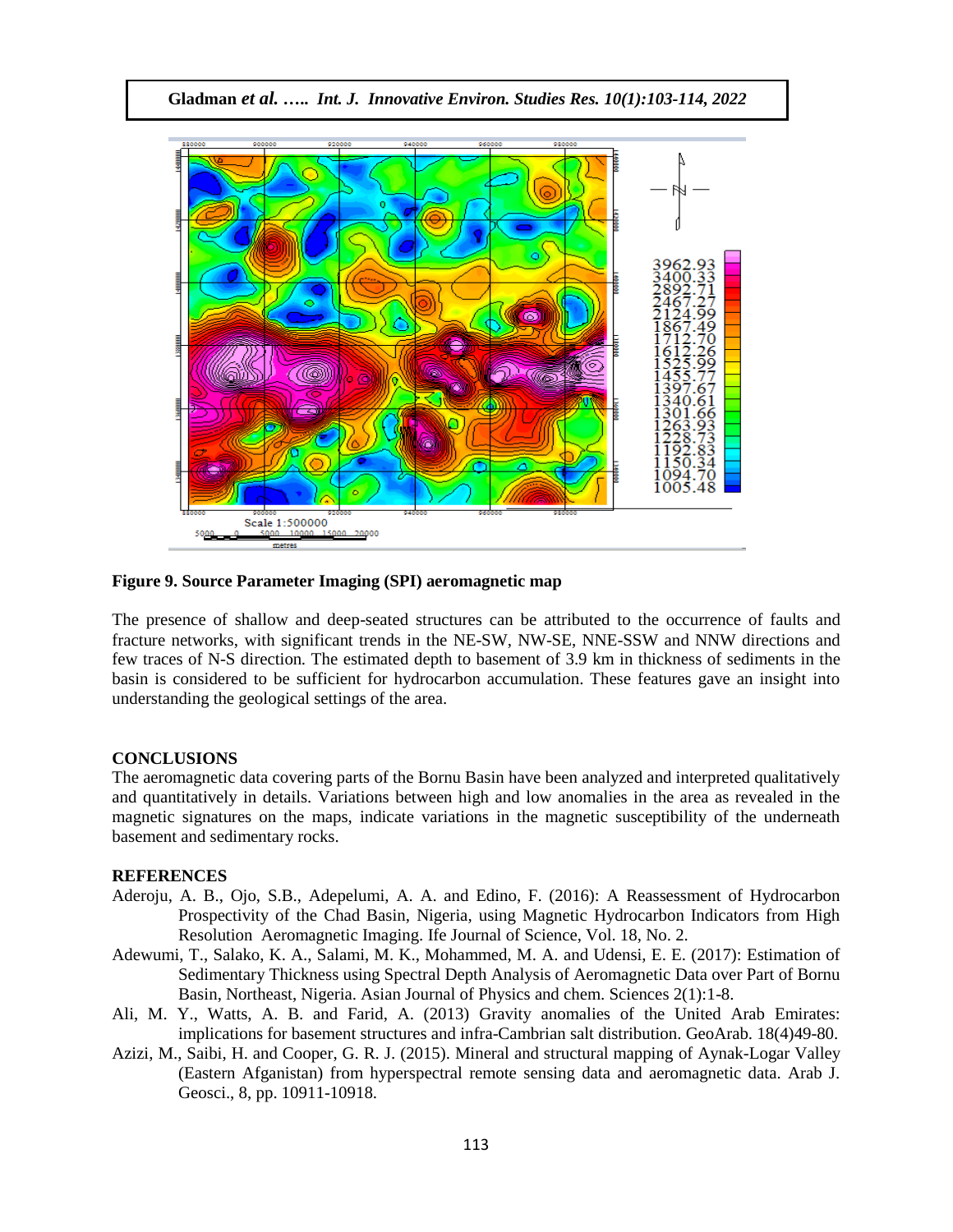**Figure 9. Source Parameter Imaging (SPI) aeromagnetic map**

The presence of shallow and deep-seated structures can be attributed to the occurrence of faults and fracture networks, with significant trends in the NE-SW, NW-SE, NNE-SSW and NNW directions and few traces of N-S direction. The estimated depth to basement of 3.9 km in thickness of sediments in the basin is considered to be sufficient for hydrocarbon accumulation. These features gave an insight into understanding the geological settings of the area.

## CONCLUSIONS

The aeromagnetic data covering parts of the Bornu Basin have been analyzed and interpreted qualitatively and quantitatively in details. Variations between high and low anomalies in the area as revealed in the magnetic signatures on the maps, indicate variations in the magnetic susceptibility of the underneath basement and sedimentary rocks.

## REFERENCES

Aderoju, A. B., Ojo, S.B., Adepelumi, A. A. and Edino, F. (2016): A Reassessment of Hydrocarbon Prospectivity of the Chad Basin, Nigeria, using Magnetic Hydrocarbon Indicators from High Resolution Aeromagnetic Imaging. Ife Journal of Science, Vol. 18, No. 2.

Adewumi, T., Salako, K. A., Salami, M. K., Mohammed, M. A. and Udensi, E. E. (2017): Estimation of Sedimentary Thickness using Spectral Depth Analysis of Aeromagnetic Data over Part of Bornu Basin, Northeast, Nigeria. Asian Journal of Physics and chem. Sciences 2(1):1-8.

Ali, M. Y., Watts, A. B. and Farid, A. (2013) Gravity anomalies of the United Arab Emirates: implications for basement structures and infra-Cambrian salt distribution. GeoArab. 18(4)49-80.

Azizi, M., Saibi, H. and Cooper, G. R. J. (2015). Mineral and structural mapping of Aynak-Logar Valley (Eastern Afganistan) from hyperspectral remote sensing data and aeromagnetic data. Arab J. Geosci., 8, pp. 10911-10918.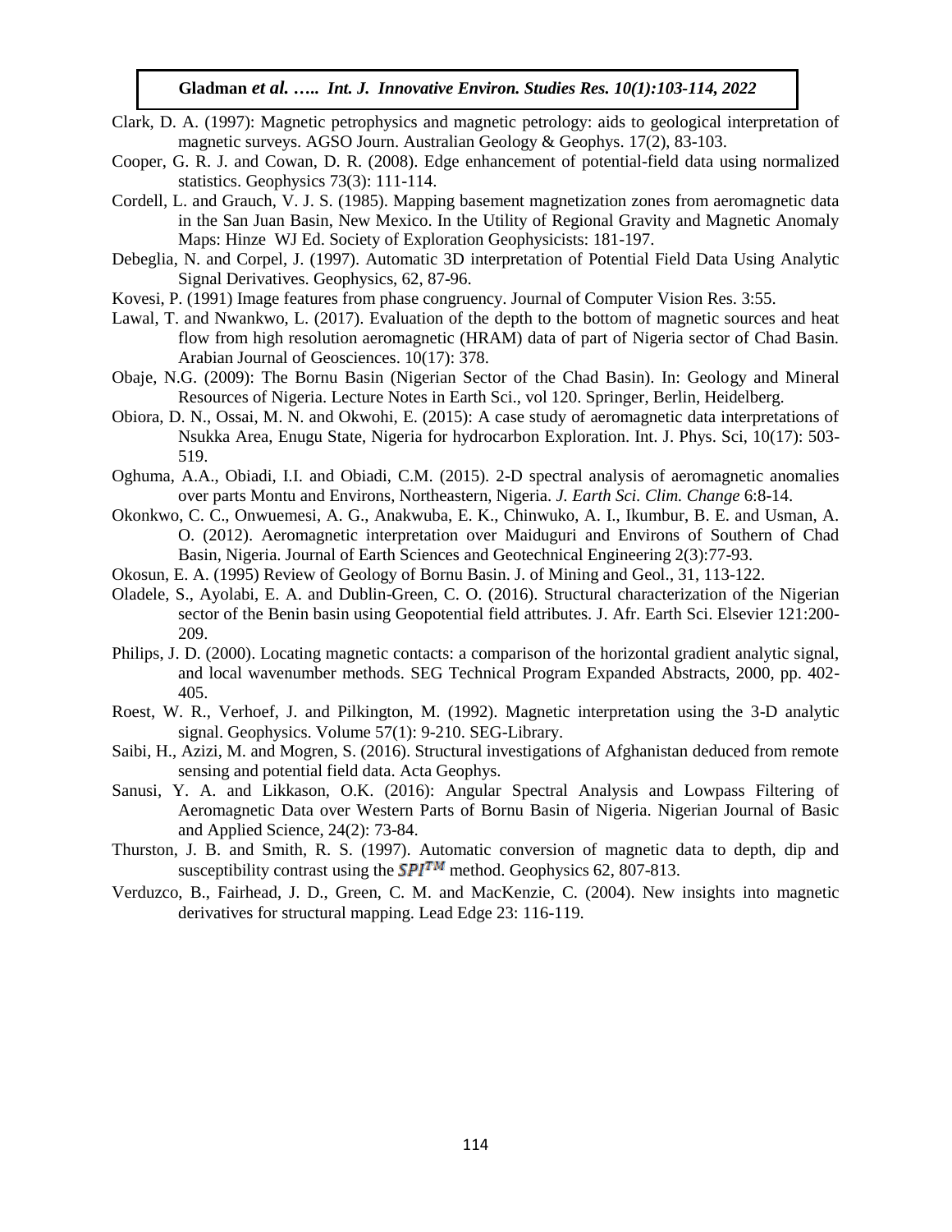Clark, D. A. (1997): Magnetic petrophysics and magnetic petrology: aids to geological interpretation of magnetic surveys. AGSO Journ. Australian Geology & Geophys. 17(2), 83-103.

Cooper, G. R. J. and Cowan, D. R. (2008). Edge enhancement of potential-field data using normalized statistics. Geophysics 73(3): 111-114.

Cordell, L. and Grauch, V. J. S. (1985). Mapping basement magnetization zones from aeromagnetic data in the San Juan Basin, New Mexico. In the Utility of Regional Gravity and Magnetic Anomaly Maps: Hinze WJ Ed. Society of Exploration Geophysicists: 181-197.

Debeglia, N. and Corpel, J. (1997). Automatic 3D interpretation of Potential Field Data Using Analytic Signal Derivatives. Geophysics, 62, 87-96.

Kovesi, P. (1991) Image features from phase congruency. Journal of Computer Vision Res. 3:55.

Lawal, T. and Nwankwo, L. (2017). Evaluation of the depth to the bottom of magnetic sources and heat flow from high resolution aeromagnetic (HRAM) data of part of Nigeria sector of Chad Basin. Arabian Journal of Geosciences. 10(17): 378.

Obaje, N.G. (2009): The Bornu Basin (Nigerian Sector of the Chad Basin). In: Geology and Mineral Resources of Nigeria. Lecture Notes in Earth Sci., vol 120. Springer, Berlin, Heidelberg.

Obiora, D. N., Ossai, M. N. and Okwohi, E. (2015): A case study of aeromagnetic data interpretations of Nsukka Area, Enugu State, Nigeria for hydrocarbon Exploration. Int. J. Phys. Sci, 10(17): 503-519.

Oghuma, A.A., Obiadi, I.I. and Obiadi, C.M. (2015). 2-D spectral analysis of aeromagnetic anomalies over parts Montu and Environs, Northeastern, Nigeria. *J. Earth Sci. Clim. Change* 6:8-14.

Okonkwo, C. C., Onwuemesi, A. G., Anakwuba, E. K., Chinwuko, A. I., Ikumbur, B. E. and Usman, A. O. (2012). Aeromagnetic interpretation over Maiduguri and Environs of Southern of Chad Basin, Nigeria. Journal of Earth Sciences and Geotechnical Engineering 2(3):77-93.

Okosun, E. A. (1995) Review of Geology of Bornu Basin. J. of Mining and Geol., 31, 113-122.

Oladele, S., Ayolabi, E. A. and Dublin-Green, C. O. (2016). Structural characterization of the Nigerian sector of the Benin basin using Geopotential field attributes. J. Afr. Earth Sci. Elsevier 121:200-209.

Philips, J. D. (2000). Locating magnetic contacts: a comparison of the horizontal gradient analytic signal, and local wavenumber methods. SEG Technical Program Expanded Abstracts, 2000, pp. 402-405.

Roest, W. R., Verhoef, J. and Pilkington, M. (1992). Magnetic interpretation using the 3-D analytic signal. Geophysics. Volume 57(1): 9-210. SEG-Library.

Saibi, H., Azizi, M. and Mogren, S. (2016). Structural investigations of Afghanistan deduced from remote sensing and potential field data. Acta Geophys.

Sanusi, Y. A. and Likkason, O.K. (2016): Angular Spectral Analysis and Lowpass Filtering of Aeromagnetic Data over Western Parts of Bornu Basin of Nigeria. Nigerian Journal of Basic and Applied Science, 24(2): 73-84.

Thurston, J. B. and Smith, R. S. (1997). Automatic conversion of magnetic data to depth, dip and susceptibility contrast using the $SPI^{TM}$ method. Geophysics 62, 807-813.

Verduzco, B., Fairhead, J. D., Green, C. M. and MacKenzie, C. (2004). New insights into magnetic derivatives for structural mapping. Lead Edge 23: 116-119.